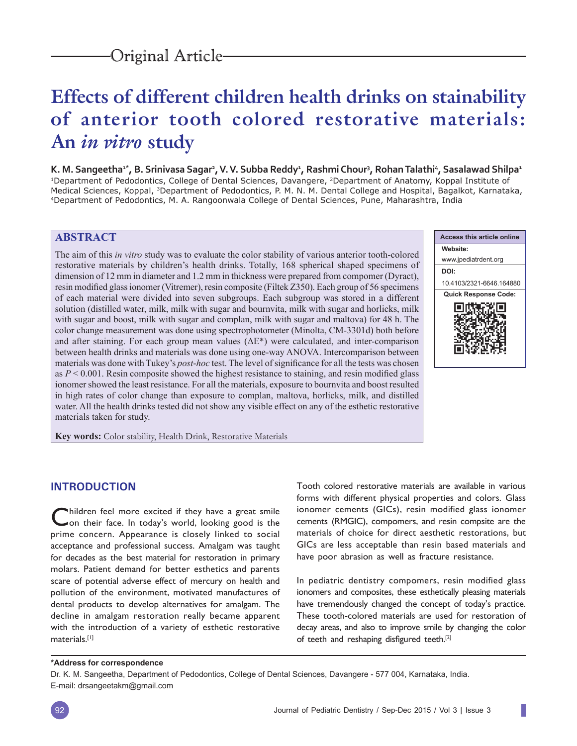Original Article

# Effects of different children health drinks on stainability of anterior tooth colored restorative materials: An *in vitro* study

**K. M. Sangeetha[1*], B. Srinivasa Sagar[2], V. V. Subba Reddy[1], Rashmi Chour[3], Rohan Talathi[4], Sasalawad Shilpa[1]**

[1]Department of Pedodontics, College of Dental Sciences, Davangere, [2]Department of Anatomy, Koppal Institute of Medical Sciences, Koppal, [3]Department of Pedodontics, P. M. N. M. Dental College and Hospital, Bagalkot, Karnataka, [4]Department of Pedodontics, M. A. Rangoonwala College of Dental Sciences, Pune, Maharashtra, India

## ABSTRACT

The aim of this *in vitro* study was to evaluate the color stability of various anterior tooth-colored restorative materials by children's health drinks. Totally, 168 spherical shaped specimens of dimension of 12 mm in diameter and 1.2 mm in thickness were prepared from compomer (Dyract), resin modified glass ionomer (Vitremer), resin composite (Filtek Z350). Each group of 56 specimens of each material were divided into seven subgroups. Each subgroup was stored in a different solution (distilled water, milk, milk with sugar and bournvita, milk with sugar and horlicks, milk with sugar and boost, milk with sugar and complan, milk with sugar and maltova) for 48 h. The color change measurement was done using spectrophotometer (Minolta, CM-3301d) both before and after staining. For each group mean values ($\Delta E^*$) were calculated, and inter-comparison between health drinks and materials was done using one-way ANOVA. Intercomparison between materials was done with Tukey's *post-hoc* test. The level of significance for all the tests was chosen as $P < 0.001$. Resin composite showed the highest resistance to staining, and resin modified glass ionomer showed the least resistance. For all the materials, exposure to bournvita and boost resulted in high rates of color change than exposure to complan, maltova, horlicks, milk, and distilled water. All the health drinks tested did not show any visible effect on any of the esthetic restorative materials taken for study.

**Key words:** Color stability, Health Drink, Restorative Materials

| Access this article online |
|---|
| **Website:** www.jpediatrdent.org |
| **DOI:** 10.4103/2321-6646.164880 |
| **Quick Response Code:** |

## INTRODUCTION

Children feel more excited if they have a great smile on their face. In today's world, looking good is the prime concern. Appearance is closely linked to social acceptance and professional success. Amalgam was taught for decades as the best material for restoration in primary molars. Patient demand for better esthetics and parents scare of potential adverse effect of mercury on health and pollution of the environment, motivated manufactures of dental products to develop alternatives for amalgam. The decline in amalgam restoration really became apparent with the introduction of a variety of esthetic restorative materials.[1]

Tooth colored restorative materials are available in various forms with different physical properties and colors. Glass ionomer cements (GICs), resin modified glass ionomer cements (RMGIC), compomers, and resin compsite are the materials of choice for direct aesthetic restorations, but GICs are less acceptable than resin based materials and have poor abrasion as well as fracture resistance.

In pediatric dentistry compomers, resin modified glass ionomers and composites, these esthetically pleasing materials have tremendously changed the concept of today's practice. These tooth-colored materials are used for restoration of decay areas, and also to improve smile by changing the color of teeth and reshaping disfigured teeth.[2]

**\*Address for correspondence**

Dr. K. M. Sangeetha, Department of Pedodontics, College of Dental Sciences, Davangere - 577 004, Karnataka, India. E-mail: drsangeetakm@gmail.com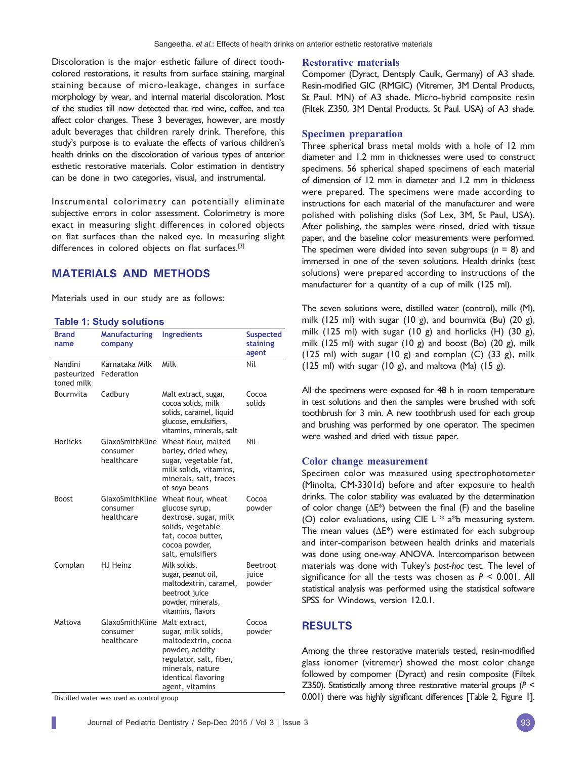Discoloration is the major esthetic failure of direct tooth-colored restorations, it results from surface staining, marginal staining because of micro-leakage, changes in surface morphology by wear, and internal material discoloration. Most of the studies till now detected that red wine, coffee, and tea affect color changes. These 3 beverages, however, are mostly adult beverages that children rarely drink. Therefore, this study's purpose is to evaluate the effects of various children's health drinks on the discoloration of various types of anterior esthetic restorative materials. Color estimation in dentistry can be done in two categories, visual, and instrumental.

Instrumental colorimetry can potentially eliminate subjective errors in color assessment. Colorimetry is more exact in measuring slight differences in colored objects on flat surfaces than the naked eye. In measuring slight differences in colored objects on flat surfaces.[3]

## MATERIALS AND METHODS

Materials used in our study are as follows:

**Table 1: Study solutions**

| Brand name | Manufacturing company | Ingredients | Suspected staining agent |
|---|---|---|---|
| Nandini pasteurized toned milk | Karnataka Milk Federation | Milk | Nil |
| Bournvita | Cadbury | Malt extract, sugar, cocoa solids, milk solids, caramel, liquid glucose, emulsifiers, vitamins, minerals, salt | Cocoa solids |
| Horlicks | GlaxoSmithKline consumer healthcare | Wheat flour, malted barley, dried whey, sugar, vegetable fat, milk solids, vitamins, minerals, salt, traces of soya beans | Nil |
| Boost | GlaxoSmithKline consumer healthcare | Wheat flour, wheat glucose syrup, dextrose, sugar, milk solids, vegetable fat, cocoa butter, cocoa powder, salt, emulsifiers | Cocoa powder |
| Complan | HJ Heinz | Milk solids, sugar, peanut oil, maltodextrin, caramel, beetroot juice powder, minerals, vitamins, flavors | Beetroot juice powder |
| Maltova | GlaxoSmithKline consumer healthcare | Malt extract, sugar, milk solids, maltodextrin, cocoa powder, acidity regulator, salt, fiber, minerals, nature identical flavoring agent, vitamins | Cocoa powder |

Distilled water was used as control group

### Restorative materials

Compomer (Dyract, Dentsply Caulk, Germany) of A3 shade. Resin-modified GIC (RMGIC) (Vitremer, 3M Dental Products, St Paul. MN) of A3 shade. Micro-hybrid composite resin (Filtek Z350, 3M Dental Products, St Paul. USA) of A3 shade.

### Specimen preparation

Three spherical brass metal molds with a hole of 12 mm diameter and 1.2 mm in thicknesses were used to construct specimens. 56 spherical shaped specimens of each material of dimension of 12 mm in diameter and 1.2 mm in thickness were prepared. The specimens were made according to instructions for each material of the manufacturer and were polished with polishing disks (Sof Lex, 3M, St Paul, USA). After polishing, the samples were rinsed, dried with tissue paper, and the baseline color measurements were performed. The specimen were divided into seven subgroups ($n$ = 8) and immersed in one of the seven solutions. Health drinks (test solutions) were prepared according to instructions of the manufacturer for a quantity of a cup of milk (125 ml).

The seven solutions were, distilled water (control), milk (M), milk (125 ml) with sugar (10 g), and bournvita (Bu) (20 g), milk (125 ml) with sugar (10 g) and horlicks (H) (30 g), milk (125 ml) with sugar (10 g) and boost (Bo) (20 g), milk (125 ml) with sugar (10 g) and complan (C) (33 g), milk (125 ml) with sugar (10 g), and maltova (Ma) (15 g).

All the specimens were exposed for 48 h in room temperature in test solutions and then the samples were brushed with soft toothbrush for 3 min. A new toothbrush used for each group and brushing was performed by one operator. The specimen were washed and dried with tissue paper.

### Color change measurement

Specimen color was measured using spectrophotometer (Minolta, CM-3301d) before and after exposure to health drinks. The color stability was evaluated by the determination of color change ($\Delta E^*$) between the final (F) and the baseline (O) color evaluations, using CIE L * a*b measuring system. The mean values ($\Delta E^*$) were estimated for each subgroup and inter-comparison between health drinks and materials was done using one-way ANOVA. Intercomparison between materials was done with Tukey's *post-hoc* test. The level of significance for all the tests was chosen as $P < 0.001$. All statistical analysis was performed using the statistical software SPSS for Windows, version 12.0.1.

## RESULTS

Among the three restorative materials tested, resin-modified glass ionomer (vitremer) showed the most color change followed by compomer (Dyract) and resin composite (Filtek Z350). Statistically among three restorative material groups ($P < 0.001$) there was highly significant differences [Table 2, Figure 1].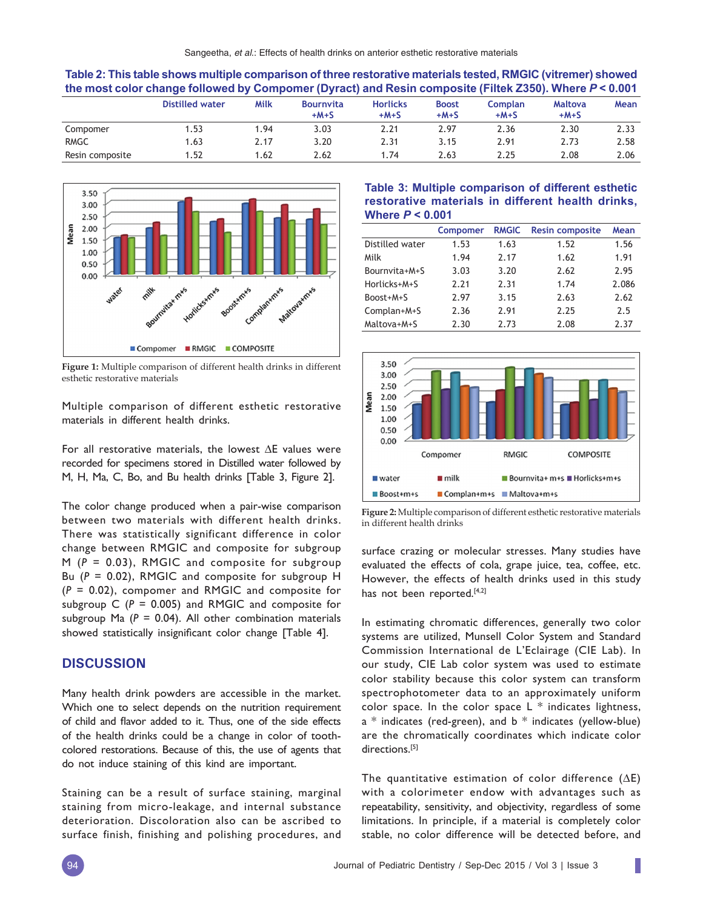**Table 2: This table shows multiple comparison of three restorative materials tested, RMGIC (vitremer) showed the most color change followed by Compomer (Dyract) and Resin composite (Filtek Z350). Where $P < 0.001$**

| | Distilled water | Milk | Bournvita +M+S | Horlicks +M+S | Boost +M+S | Complan +M+S | Maltova +M+S | Mean |
|---|---|---|---|---|---|---|---|---|
| Compomer | 1.53 | 1.94 | 3.03 | 2.21 | 2.97 | 2.36 | 2.30 | 2.33 |
| RMGC | 1.63 | 2.17 | 3.20 | 2.31 | 3.15 | 2.91 | 2.73 | 2.58 |
| Resin composite | 1.52 | 1.62 | 2.62 | 1.74 | 2.63 | 2.25 | 2.08 | 2.06 |

**Figure 1:** Multiple comparison of different health drinks in different esthetic restorative materials

Multiple comparison of different esthetic restorative materials in different health drinks.

For all restorative materials, the lowest ΔE values were recorded for specimens stored in Distilled water followed by M, H, Ma, C, Bo, and Bu health drinks [Table 3, Figure 2].

The color change produced when a pair-wise comparison between two materials with different health drinks. There was statistically significant difference in color change between RMGIC and composite for subgroup M ($P = 0.03$), RMGIC and composite for subgroup Bu ($P = 0.02$), RMGIC and composite for subgroup H ($P = 0.02$), compomer and RMGIC and composite for subgroup C ($P = 0.005$) and RMGIC and composite for subgroup Ma ($P = 0.04$). All other combination materials showed statistically insignificant color change [Table 4].

## DISCUSSION

Many health drink powders are accessible in the market. Which one to select depends on the nutrition requirement of child and flavor added to it. Thus, one of the side effects of the health drinks could be a change in color of tooth-colored restorations. Because of this, the use of agents that do not induce staining of this kind are important.

Staining can be a result of surface staining, marginal staining from micro-leakage, and internal substance deterioration. Discoloration also can be ascribed to surface finish, finishing and polishing procedures, and surface crazing or molecular stresses. Many studies have evaluated the effects of cola, grape juice, tea, coffee, etc. However, the effects of health drinks used in this study has not been reported.[4,2]

**Table 3: Multiple comparison of different esthetic restorative materials in different health drinks, Where $P < 0.001$**

| | Compomer | RMGIC | Resin composite | Mean |
|---|---|---|---|---|
| Distilled water | 1.53 | 1.63 | 1.52 | 1.56 |
| Milk | 1.94 | 2.17 | 1.62 | 1.91 |
| Bournvita+M+S | 3.03 | 3.20 | 2.62 | 2.95 |
| Horlicks+M+S | 2.21 | 2.31 | 1.74 | 2.086 |
| Boost+M+S | 2.97 | 3.15 | 2.63 | 2.62 |
| Complan+M+S | 2.36 | 2.91 | 2.25 | 2.5 |
| Maltova+M+S | 2.30 | 2.73 | 2.08 | 2.37 |

**Figure 2:** Multiple comparison of different esthetic restorative materials in different health drinks

In estimating chromatic differences, generally two color systems are utilized, Munsell Color System and Standard Commission International de L'Eclairage (CIE Lab). In our study, CIE Lab color system was used to estimate color stability because this color system can transform spectrophotometer data to an approximately uniform color space. In the color space L * indicates lightness, a * indicates (red-green), and b * indicates (yellow-blue) are the chromatically coordinates which indicate color directions.[5]

The quantitative estimation of color difference (ΔE) with a colorimeter endow with advantages such as repeatability, sensitivity, and objectivity, regardless of some limitations. In principle, if a material is completely color stable, no color difference will be detected before, and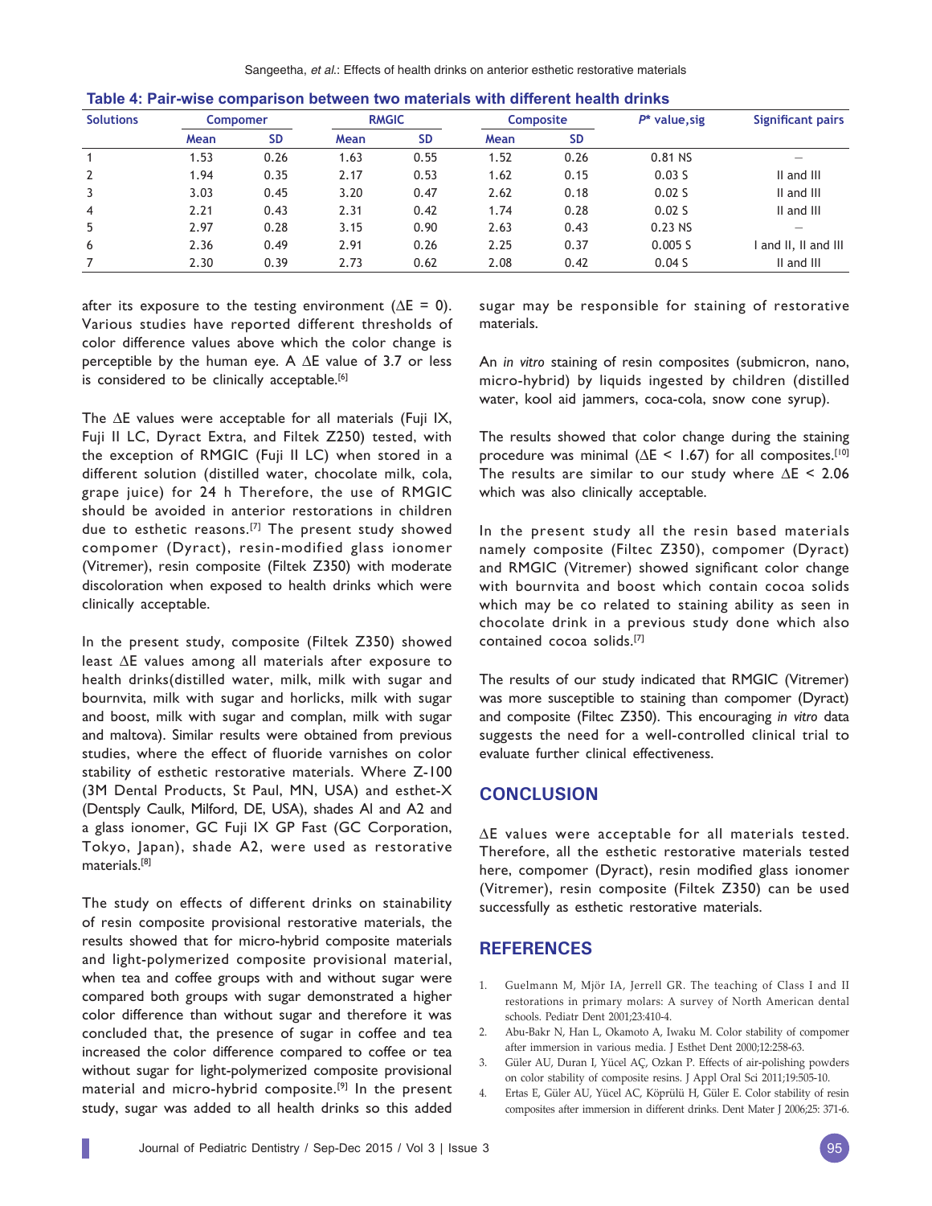**Table 4: Pair-wise comparison between two materials with different health drinks**

| Solutions | Compomer | | RMGIC | | Composite | | $P^*$ value,sig | Significant pairs |
|---|---|---|---|---|---|---|---|---|
| | Mean | SD | Mean | SD | Mean | SD | | |
| 1 | 1.53 | 0.26 | 1.63 | 0.55 | 1.52 | 0.26 | 0.81 NS | – |
| 2 | 1.94 | 0.35 | 2.17 | 0.53 | 1.62 | 0.15 | 0.03 S | II and III |
| 3 | 3.03 | 0.45 | 3.20 | 0.47 | 2.62 | 0.18 | 0.02 S | II and III |
| 4 | 2.21 | 0.43 | 2.31 | 0.42 | 1.74 | 0.28 | 0.02 S | II and III |
| 5 | 2.97 | 0.28 | 3.15 | 0.90 | 2.63 | 0.43 | 0.23 NS | – |
| 6 | 2.36 | 0.49 | 2.91 | 0.26 | 2.25 | 0.37 | 0.005 S | I and II, II and III |
| 7 | 2.30 | 0.39 | 2.73 | 0.62 | 2.08 | 0.42 | 0.04 S | II and III |

after its exposure to the testing environment ($\Delta E = 0$). Various studies have reported different thresholds of color difference values above which the color change is perceptible by the human eye. A $\Delta E$ value of 3.7 or less is considered to be clinically acceptable.[6]

The $\Delta E$ values were acceptable for all materials (Fuji IX, Fuji II LC, Dyract Extra, and Filtek Z250) tested, with the exception of RMGIC (Fuji II LC) when stored in a different solution (distilled water, chocolate milk, cola, grape juice) for 24 h Therefore, the use of RMGIC should be avoided in anterior restorations in children due to esthetic reasons.[7] The present study showed compomer (Dyract), resin-modified glass ionomer (Vitremer), resin composite (Filtek Z350) with moderate discoloration when exposed to health drinks which were clinically acceptable.

In the present study, composite (Filtek Z350) showed least $\Delta E$ values among all materials after exposure to health drinks(distilled water, milk, milk with sugar and bournvita, milk with sugar and horlicks, milk with sugar and boost, milk with sugar and complan, milk with sugar and maltova). Similar results were obtained from previous studies, where the effect of fluoride varnishes on color stability of esthetic restorative materials. Where Z-100 (3M Dental Products, St Paul, MN, USA) and esthet-X (Dentsply Caulk, Milford, DE, USA), shades Al and A2 and a glass ionomer, GC Fuji IX GP Fast (GC Corporation, Tokyo, Japan), shade A2, were used as restorative materials.[8]

The study on effects of different drinks on stainability of resin composite provisional restorative materials, the results showed that for micro-hybrid composite materials and light-polymerized composite provisional material, when tea and coffee groups with and without sugar were compared both groups with sugar demonstrated a higher color difference than without sugar and therefore it was concluded that, the presence of sugar in coffee and tea increased the color difference compared to coffee or tea without sugar for light-polymerized composite provisional material and micro-hybrid composite.[9] In the present study, sugar was added to all health drinks so this added sugar may be responsible for staining of restorative materials.

An *in vitro* staining of resin composites (submicron, nano, micro-hybrid) by liquids ingested by children (distilled water, kool aid jammers, coca-cola, snow cone syrup).

The results showed that color change during the staining procedure was minimal ($\Delta E < 1.67$) for all composites.[10] The results are similar to our study where $\Delta E < 2.06$ which was also clinically acceptable.

In the present study all the resin based materials namely composite (Filtec Z350), compomer (Dyract) and RMGIC (Vitremer) showed significant color change with bournvita and boost which contain cocoa solids which may be co related to staining ability as seen in chocolate drink in a previous study done which also contained cocoa solids.[7]

The results of our study indicated that RMGIC (Vitremer) was more susceptible to staining than compomer (Dyract) and composite (Filtec Z350). This encouraging *in vitro* data suggests the need for a well-controlled clinical trial to evaluate further clinical effectiveness.

## CONCLUSION

$\Delta E$ values were acceptable for all materials tested. Therefore, all the esthetic restorative materials tested here, compomer (Dyract), resin modified glass ionomer (Vitremer), resin composite (Filtek Z350) can be used successfully as esthetic restorative materials.

## REFERENCES

1. Guelmann M, Mjör IA, Jerrell GR. The teaching of Class I and II restorations in primary molars: A survey of North American dental schools. Pediatr Dent 2001;23:410-4.
2. Abu-Bakr N, Han L, Okamoto A, Iwaku M. Color stability of compomer after immersion in various media. J Esthet Dent 2000;12:258-63.
3. Güler AU, Duran I, Yücel AÇ, Ozkan P. Effects of air-polishing powders on color stability of composite resins. J Appl Oral Sci 2011;19:505-10.
4. Ertas E, Güler AU, Yücel AC, Köprülü H, Güler E. Color stability of resin composites after immersion in different drinks. Dent Mater J 2006;25: 371-6.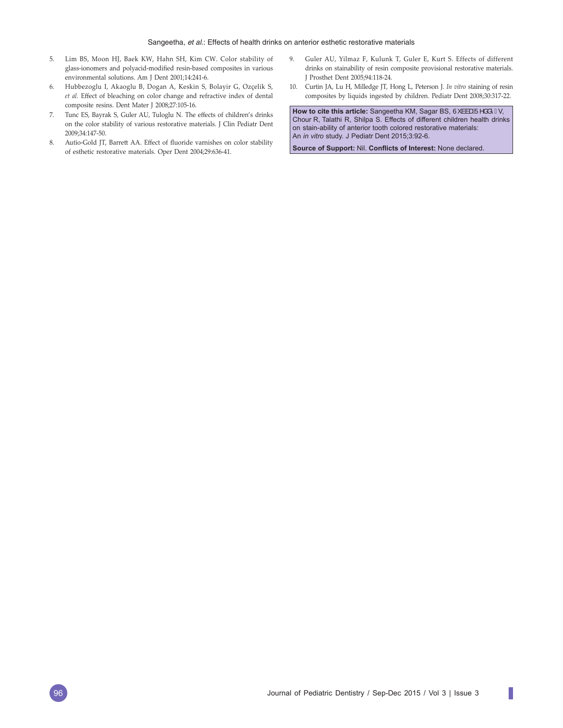5. Lim BS, Moon HJ, Baek KW, Hahn SH, Kim CW. Color stability of glass-ionomers and polyacid-modified resin-based composites in various environmental solutions. Am J Dent 2001;14:241-6.
6. Hubbezoglu I, Akaoglu B, Dogan A, Keskin S, Bolayir G, Ozçelik S, *et al.* Effect of bleaching on color change and refractive index of dental composite resins. Dent Mater J 2008;27:105-16.
7. Tunc ES, Bayrak S, Guler AU, Tuloglu N. The effects of children's drinks on the color stability of various restorative materials. J Clin Pediatr Dent 2009;34:147-50.
8. Autio-Gold JT, Barrett AA. Effect of fluoride varnishes on color stability of esthetic restorative materials. Oper Dent 2004;29:636-41.
9. Guler AU, Yilmaz F, Kulunk T, Guler E, Kurt S. Effects of different drinks on stainability of resin composite provisional restorative materials. J Prosthet Dent 2005;94:118-24.
10. Curtin JA, Lu H, Milledge JT, Hong L, Peterson J. *In vitro* staining of resin composites by liquids ingested by children. Pediatr Dent 2008;30:317-22.

**How to cite this article:** Sangeetha KM, Sagar BS, Subba Reddy VV, Chour R, Talathi R, Shilpa S. Effects of different children health drinks on stain-ability of anterior tooth colored restorative materials: An *in vitro* study. J Pediatr Dent 2015;3:92-6.

**Source of Support:** Nil. **Conflicts of Interest:** None declared.